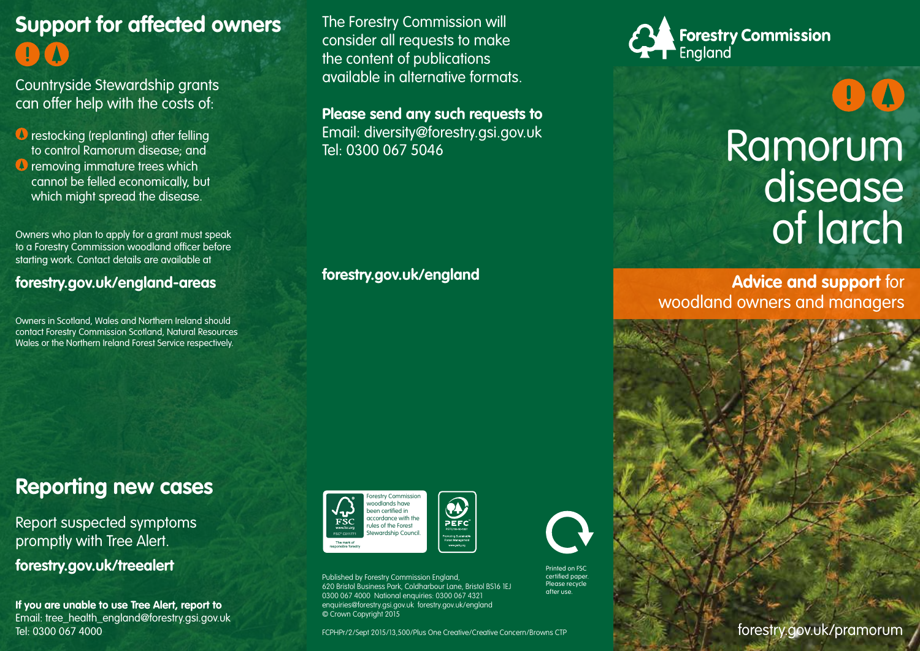## Support for affected owners

Countryside Stewardship grants can offer help with the costs of:

- restocking (replanting) after felling to control Ramorum disease; and
- removing immature trees which cannot be felled economically, but which might spread the disease.

Owners who plan to apply for a grant must speak to a Forestry Commission woodland officer before starting work. Contact details are available at

**forestry.gov.uk/england-areas**

Owners in Scotland, Wales and Northern Ireland should contact Forestry Commission Scotland, Natural Resources Wales or the Northern Ireland Forest Service respectively.

## Reporting new cases

Report suspected symptoms promptly with Tree Alert.

**forestry.gov.uk/treealert**

**If you are unable to use Tree Alert, report to**
Email: tree_health_england@forestry.gsi.gov.uk
Tel: 0300 067 4000

The Forestry Commission will consider all requests to make the content of publications available in alternative formats.

**Please send any such requests to**
Email: diversity@forestry.gsi.gov.uk
Tel: 0300 067 5046

**forestry.gov.uk/england**

Forestry Commission woodlands have been certified in accordance with the rules of the Forest Stewardship Council.

Printed on FSC certified paper. Please recycle after use.

Published by Forestry Commission England,
620 Bristol Business Park, Coldharbour Lane, Bristol BS16 1EJ
0300 067 4000 National enquiries: 0300 067 4321
enquiries@forestry.gsi.gov.uk forestry.gov.uk/england
© Crown Copyright 2015

FCPHPr/2/Sept 2015/13,500/Plus One Creative/Creative Concern/Browns CTP

Forestry Commission England

# Ramorum disease of larch

**Advice and support** for woodland owners and managers

forestry.gov.uk/pramorum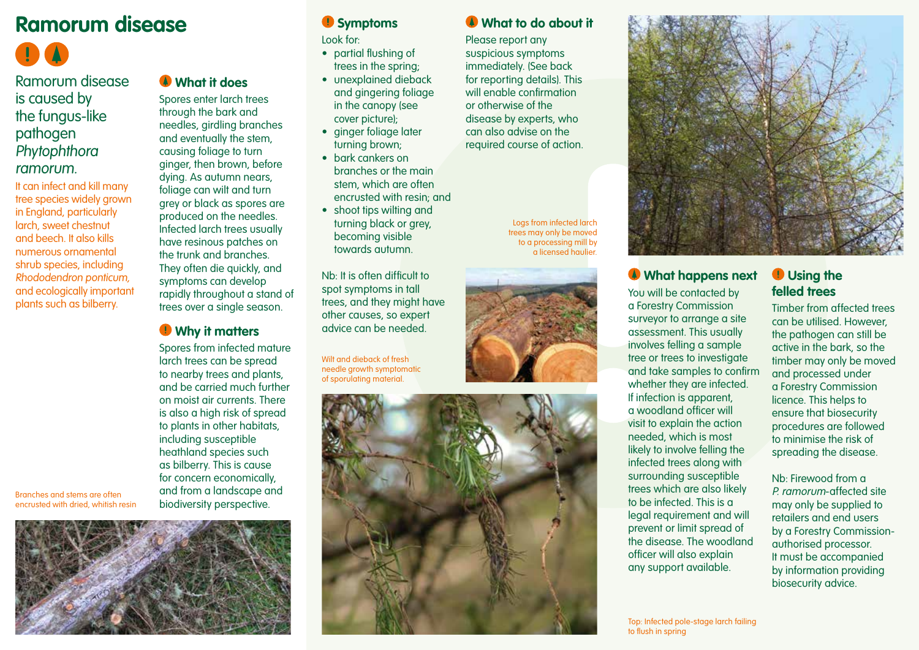# Ramorum disease

Ramorum disease is caused by the fungus-like pathogen *Phytophthora ramorum.*

It can infect and kill many tree species widely grown in England, particularly larch, sweet chestnut and beech. It also kills numerous ornamental shrub species, including *Rhododendron ponticum,* and ecologically important plants such as bilberry.

Branches and stems are often encrusted with dried, whitish resin

## What it does

Spores enter larch trees through the bark and needles, girdling branches and eventually the stem, causing foliage to turn ginger, then brown, before dying. As autumn nears, foliage can wilt and turn grey or black as spores are produced on the needles. Infected larch trees usually have resinous patches on the trunk and branches. They often die quickly, and symptoms can develop rapidly throughout a stand of trees over a single season.

## Why it matters

Spores from infected mature larch trees can be spread to nearby trees and plants, and be carried much further on moist air currents. There is also a high risk of spread to plants in other habitats, including susceptible heathland species such as bilberry. This is cause for concern economically, and from a landscape and biodiversity perspective.

## Symptoms

Look for:

- partial flushing of trees in the spring;
- unexplained dieback and gingering foliage in the canopy (see cover picture);
- ginger foliage later turning brown;
- bark cankers on branches or the main stem, which are often encrusted with resin; and
- shoot tips wilting and turning black or grey, becoming visible towards autumn.

Nb: It is often difficult to spot symptoms in tall trees, and they might have other causes, so expert advice can be needed.

Wilt and dieback of fresh needle growth symptomatic of sporulating material.

## What to do about it

Please report any suspicious symptoms immediately. (See back for reporting details). This will enable confirmation or otherwise of the disease by experts, who can also advise on the required course of action.

Logs from infected larch trees may only be moved to a processing mill by a licensed haulier.

## What happens next

You will be contacted by a Forestry Commission surveyor to arrange a site assessment. This usually involves felling a sample tree or trees to investigate and take samples to confirm whether they are infected. If infection is apparent, a woodland officer will visit to explain the action needed, which is most likely to involve felling the infected trees along with surrounding susceptible trees which are also likely to be infected. This is a legal requirement and will prevent or limit spread of the disease. The woodland officer will also explain any support available.

Top: Infected pole-stage larch failing to flush in spring

## Using the felled trees

Timber from affected trees can be utilised. However, the pathogen can still be active in the bark, so the timber may only be moved and processed under a Forestry Commission licence. This helps to ensure that biosecurity procedures are followed to minimise the risk of spreading the disease.

Nb: Firewood from a *P. ramorum*-affected site may only be supplied to retailers and end users by a Forestry Commission-authorised processor. It must be accompanied by information providing biosecurity advice.